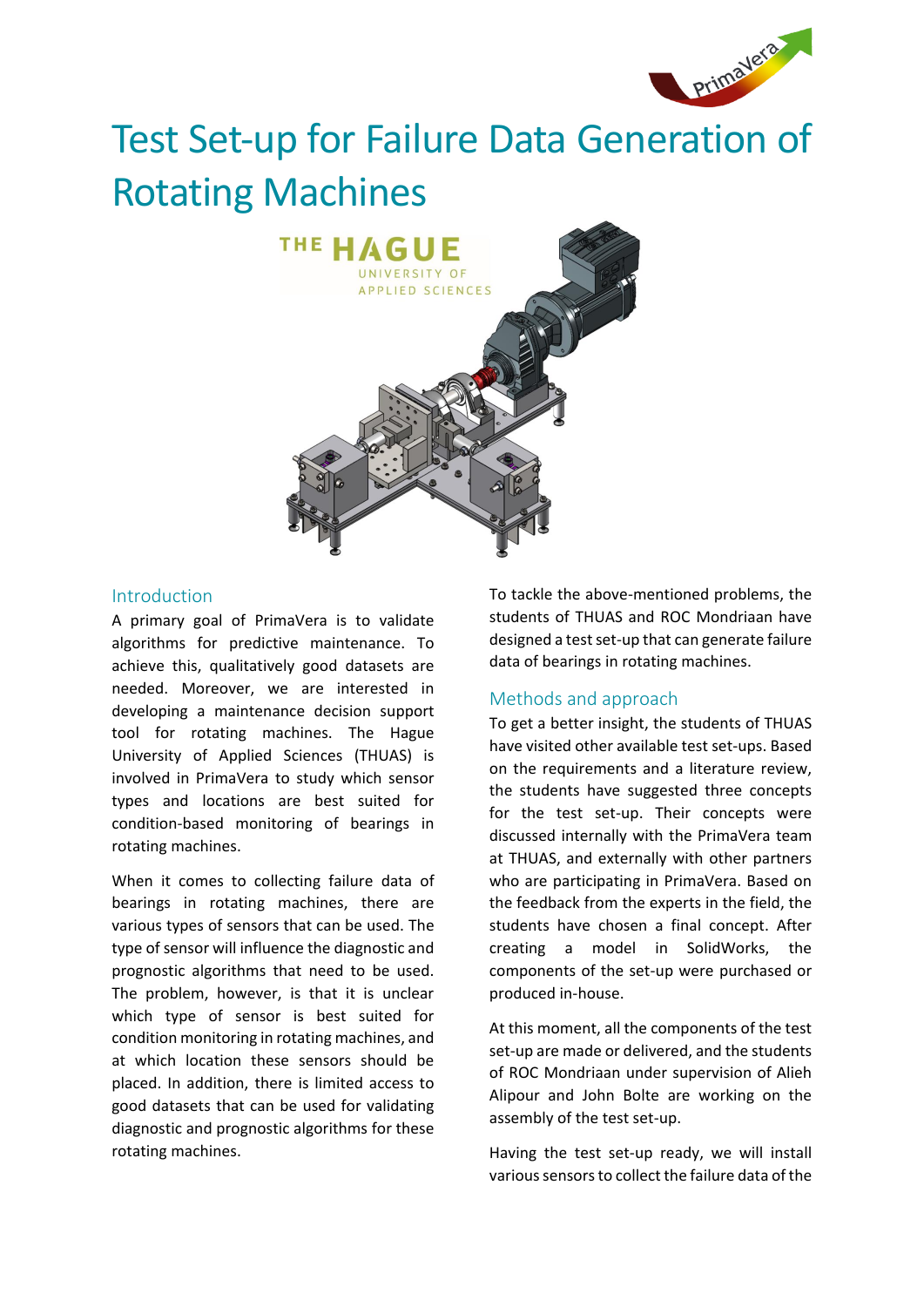# Test Set-up for Failure Data Generation of Rotating Machines

## Introduction

A primary goal of PrimaVera is to validate algorithms for predictive maintenance. To achieve this, qualitatively good datasets are needed. Moreover, we are interested in developing a maintenance decision support tool for rotating machines. The Hague University of Applied Sciences (THUAS) is involved in PrimaVera to study which sensor types and locations are best suited for condition-based monitoring of bearings in rotating machines.

When it comes to collecting failure data of bearings in rotating machines, there are various types of sensors that can be used. The type of sensor will influence the diagnostic and prognostic algorithms that need to be used. The problem, however, is that it is unclear which type of sensor is best suited for condition monitoring in rotating machines, and at which location these sensors should be placed. In addition, there is limited access to good datasets that can be used for validating diagnostic and prognostic algorithms for these rotating machines.

To tackle the above-mentioned problems, the students of THUAS and ROC Mondriaan have designed a test set-up that can generate failure data of bearings in rotating machines.

## Methods and approach

To get a better insight, the students of THUAS have visited other available test set-ups. Based on the requirements and a literature review, the students have suggested three concepts for the test set-up. Their concepts were discussed internally with the PrimaVera team at THUAS, and externally with other partners who are participating in PrimaVera. Based on the feedback from the experts in the field, the students have chosen a final concept. After creating a model in SolidWorks, the components of the set-up were purchased or produced in-house.

At this moment, all the components of the test set-up are made or delivered, and the students of ROC Mondriaan under supervision of Alieh Alipour and John Bolte are working on the assembly of the test set-up.

Having the test set-up ready, we will install various sensors to collect the failure data of the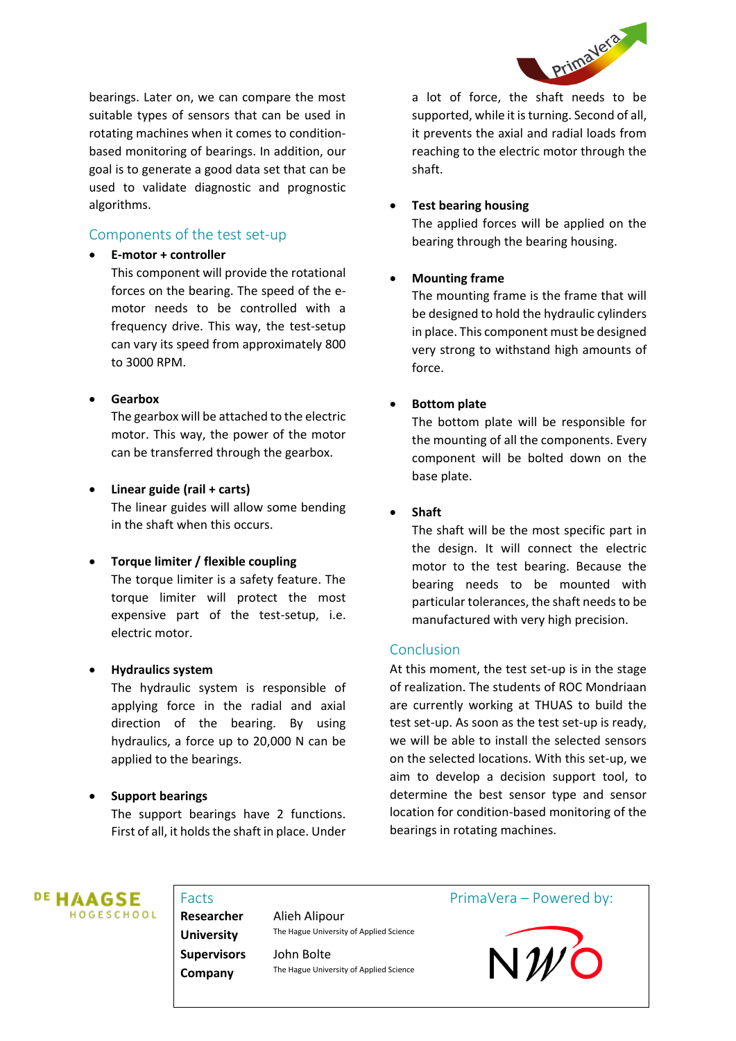bearings. Later on, we can compare the most suitable types of sensors that can be used in rotating machines when it comes to condition-based monitoring of bearings. In addition, our goal is to generate a good data set that can be used to validate diagnostic and prognostic algorithms.

## Components of the test set-up

- **E-motor + controller**
  This component will provide the rotational forces on the bearing. The speed of the e-motor needs to be controlled with a frequency drive. This way, the test-setup can vary its speed from approximately 800 to 3000 RPM.

- **Gearbox**
  The gearbox will be attached to the electric motor. This way, the power of the motor can be transferred through the gearbox.

- **Linear guide (rail + carts)**
  The linear guides will allow some bending in the shaft when this occurs.

- **Torque limiter / flexible coupling**
  The torque limiter is a safety feature. The torque limiter will protect the most expensive part of the test-setup, i.e. electric motor.

- **Hydraulics system**
  The hydraulic system is responsible of applying force in the radial and axial direction of the bearing. By using hydraulics, a force up to 20,000 N can be applied to the bearings.

- **Support bearings**
  The support bearings have 2 functions. First of all, it holds the shaft in place. Under a lot of force, the shaft needs to be supported, while it is turning. Second of all, it prevents the axial and radial loads from reaching to the electric motor through the shaft.

- **Test bearing housing**
  The applied forces will be applied on the bearing through the bearing housing.

- **Mounting frame**
  The mounting frame is the frame that will be designed to hold the hydraulic cylinders in place. This component must be designed very strong to withstand high amounts of force.

- **Bottom plate**
  The bottom plate will be responsible for the mounting of all the components. Every component will be bolted down on the base plate.

- **Shaft**
  The shaft will be the most specific part in the design. It will connect the electric motor to the test bearing. Because the bearing needs to be mounted with particular tolerances, the shaft needs to be manufactured with very high precision.

## Conclusion

At this moment, the test set-up is in the stage of realization. The students of ROC Mondriaan are currently working at THUAS to build the test set-up. As soon as the test set-up is ready, we will be able to install the selected sensors on the selected locations. With this set-up, we aim to develop a decision support tool, to determine the best sensor type and sensor location for condition-based monitoring of the bearings in rotating machines.

DE HAAGSE HOGESCHOOL

## Facts

| | |
|---|---|
| **Researcher** | Alieh Alipour |
| **University** | The Hague University of Applied Science |
| **Supervisors** | John Bolte |
| **Company** | The Hague University of Applied Science |

PrimaVera – Powered by:

NWO